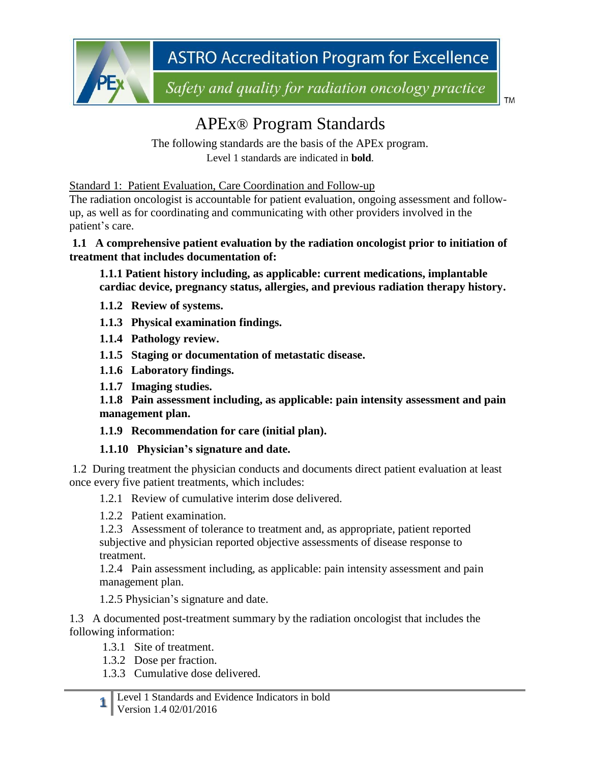ASTRO Accreditation Program for Excellence

*Safety and quality for radiation oncology practice*

# APEx® Program Standards

The following standards are the basis of the APEx program.
Level 1 standards are indicated in **bold**.

## Standard 1: Patient Evaluation, Care Coordination and Follow-up

The radiation oncologist is accountable for patient evaluation, ongoing assessment and follow-up, as well as for coordinating and communicating with other providers involved in the patient's care.

**1.1 A comprehensive patient evaluation by the radiation oncologist prior to initiation of treatment that includes documentation of:**

- **1.1.1 Patient history including, as applicable: current medications, implantable cardiac device, pregnancy status, allergies, and previous radiation therapy history.**
- **1.1.2 Review of systems.**
- **1.1.3 Physical examination findings.**
- **1.1.4 Pathology review.**
- **1.1.5 Staging or documentation of metastatic disease.**
- **1.1.6 Laboratory findings.**
- **1.1.7 Imaging studies.**
- **1.1.8 Pain assessment including, as applicable: pain intensity assessment and pain management plan.**
- **1.1.9 Recommendation for care (initial plan).**
- **1.1.10 Physician's signature and date.**

1.2 During treatment the physician conducts and documents direct patient evaluation at least once every five patient treatments, which includes:

- 1.2.1 Review of cumulative interim dose delivered.
- 1.2.2 Patient examination.
- 1.2.3 Assessment of tolerance to treatment and, as appropriate, patient reported subjective and physician reported objective assessments of disease response to treatment.
- 1.2.4 Pain assessment including, as applicable: pain intensity assessment and pain management plan.
- 1.2.5 Physician's signature and date.

1.3 A documented post-treatment summary by the radiation oncologist that includes the following information:

- 1.3.1 Site of treatment.
- 1.3.2 Dose per fraction.
- 1.3.3 Cumulative dose delivered.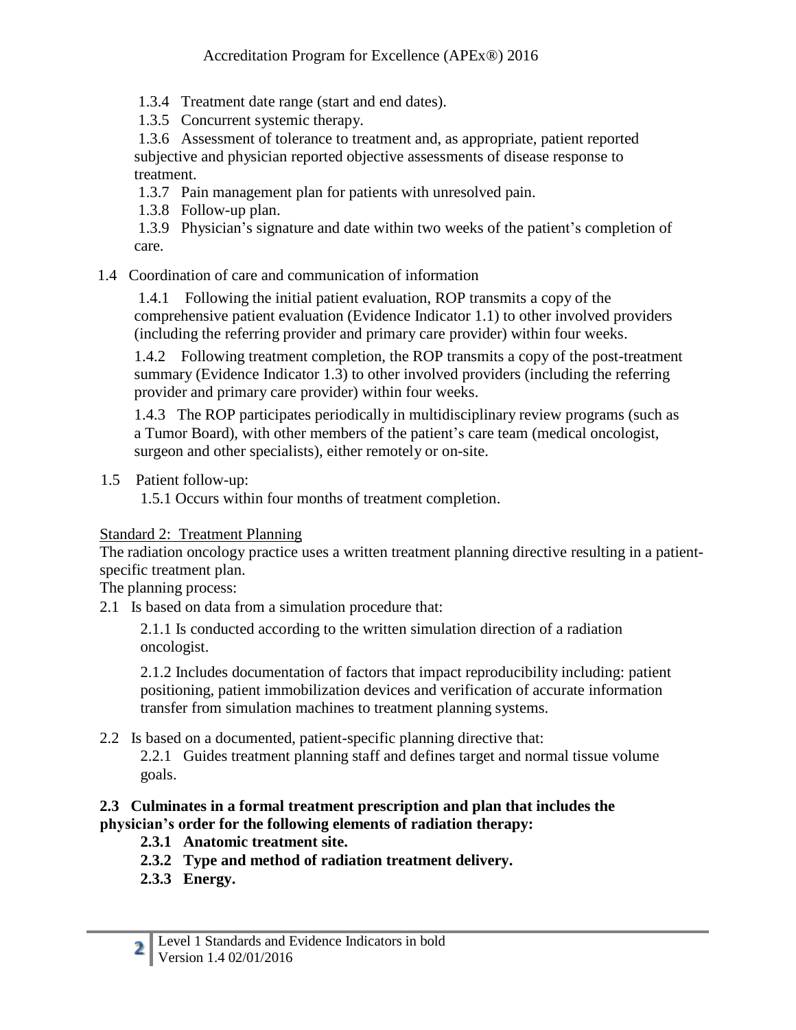1.3.4 Treatment date range (start and end dates).

1.3.5 Concurrent systemic therapy.

1.3.6 Assessment of tolerance to treatment and, as appropriate, patient reported subjective and physician reported objective assessments of disease response to treatment.

1.3.7 Pain management plan for patients with unresolved pain.

1.3.8 Follow-up plan.

1.3.9 Physician's signature and date within two weeks of the patient's completion of care.

1.4 Coordination of care and communication of information

1.4.1 Following the initial patient evaluation, ROP transmits a copy of the comprehensive patient evaluation (Evidence Indicator 1.1) to other involved providers (including the referring provider and primary care provider) within four weeks.

1.4.2 Following treatment completion, the ROP transmits a copy of the post-treatment summary (Evidence Indicator 1.3) to other involved providers (including the referring provider and primary care provider) within four weeks.

1.4.3 The ROP participates periodically in multidisciplinary review programs (such as a Tumor Board), with other members of the patient's care team (medical oncologist, surgeon and other specialists), either remotely or on-site.

1.5 Patient follow-up:

1.5.1 Occurs within four months of treatment completion.

Standard 2: Treatment Planning

The radiation oncology practice uses a written treatment planning directive resulting in a patient-specific treatment plan.

The planning process:

2.1 Is based on data from a simulation procedure that:

2.1.1 Is conducted according to the written simulation direction of a radiation oncologist.

2.1.2 Includes documentation of factors that impact reproducibility including: patient positioning, patient immobilization devices and verification of accurate information transfer from simulation machines to treatment planning systems.

2.2 Is based on a documented, patient-specific planning directive that:

2.2.1 Guides treatment planning staff and defines target and normal tissue volume goals.

**2.3 Culminates in a formal treatment prescription and plan that includes the physician's order for the following elements of radiation therapy:**

**2.3.1 Anatomic treatment site.**

**2.3.2 Type and method of radiation treatment delivery.**

**2.3.3 Energy.**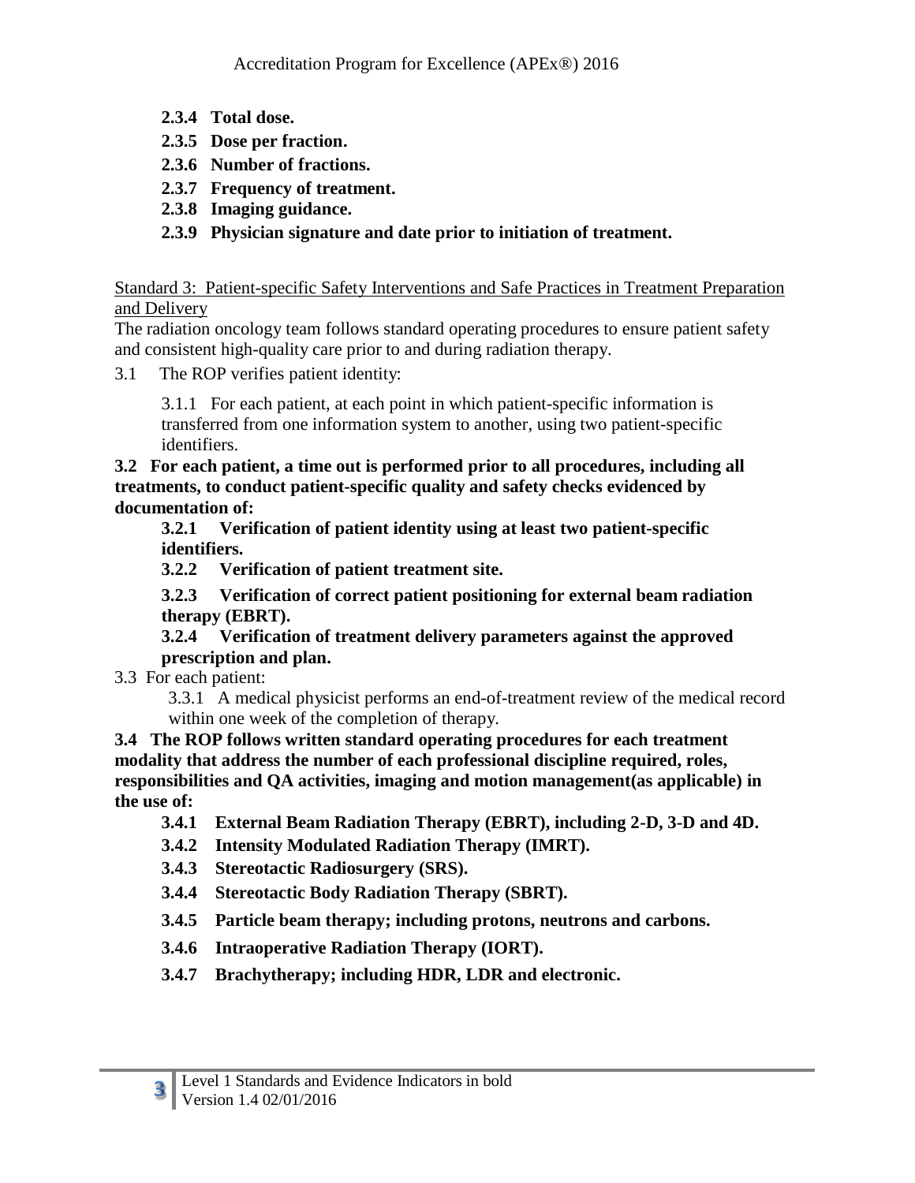**2.3.4 Total dose.**

**2.3.5 Dose per fraction.**

**2.3.6 Number of fractions.**

**2.3.7 Frequency of treatment.**

**2.3.8 Imaging guidance.**

**2.3.9 Physician signature and date prior to initiation of treatment.**

Standard 3: Patient-specific Safety Interventions and Safe Practices in Treatment Preparation and Delivery

The radiation oncology team follows standard operating procedures to ensure patient safety and consistent high-quality care prior to and during radiation therapy.

3.1 The ROP verifies patient identity:

3.1.1 For each patient, at each point in which patient-specific information is transferred from one information system to another, using two patient-specific identifiers.

**3.2 For each patient, a time out is performed prior to all procedures, including all treatments, to conduct patient-specific quality and safety checks evidenced by documentation of:**

**3.2.1 Verification of patient identity using at least two patient-specific identifiers.**

**3.2.2 Verification of patient treatment site.**

**3.2.3 Verification of correct patient positioning for external beam radiation therapy (EBRT).**

**3.2.4 Verification of treatment delivery parameters against the approved prescription and plan.**

3.3 For each patient:

3.3.1 A medical physicist performs an end-of-treatment review of the medical record within one week of the completion of therapy.

**3.4 The ROP follows written standard operating procedures for each treatment modality that address the number of each professional discipline required, roles, responsibilities and QA activities, imaging and motion management(as applicable) in the use of:**

**3.4.1 External Beam Radiation Therapy (EBRT), including 2-D, 3-D and 4D.**

**3.4.2 Intensity Modulated Radiation Therapy (IMRT).**

**3.4.3 Stereotactic Radiosurgery (SRS).**

**3.4.4 Stereotactic Body Radiation Therapy (SBRT).**

**3.4.5 Particle beam therapy; including protons, neutrons and carbons.**

**3.4.6 Intraoperative Radiation Therapy (IORT).**

**3.4.7 Brachytherapy; including HDR, LDR and electronic.**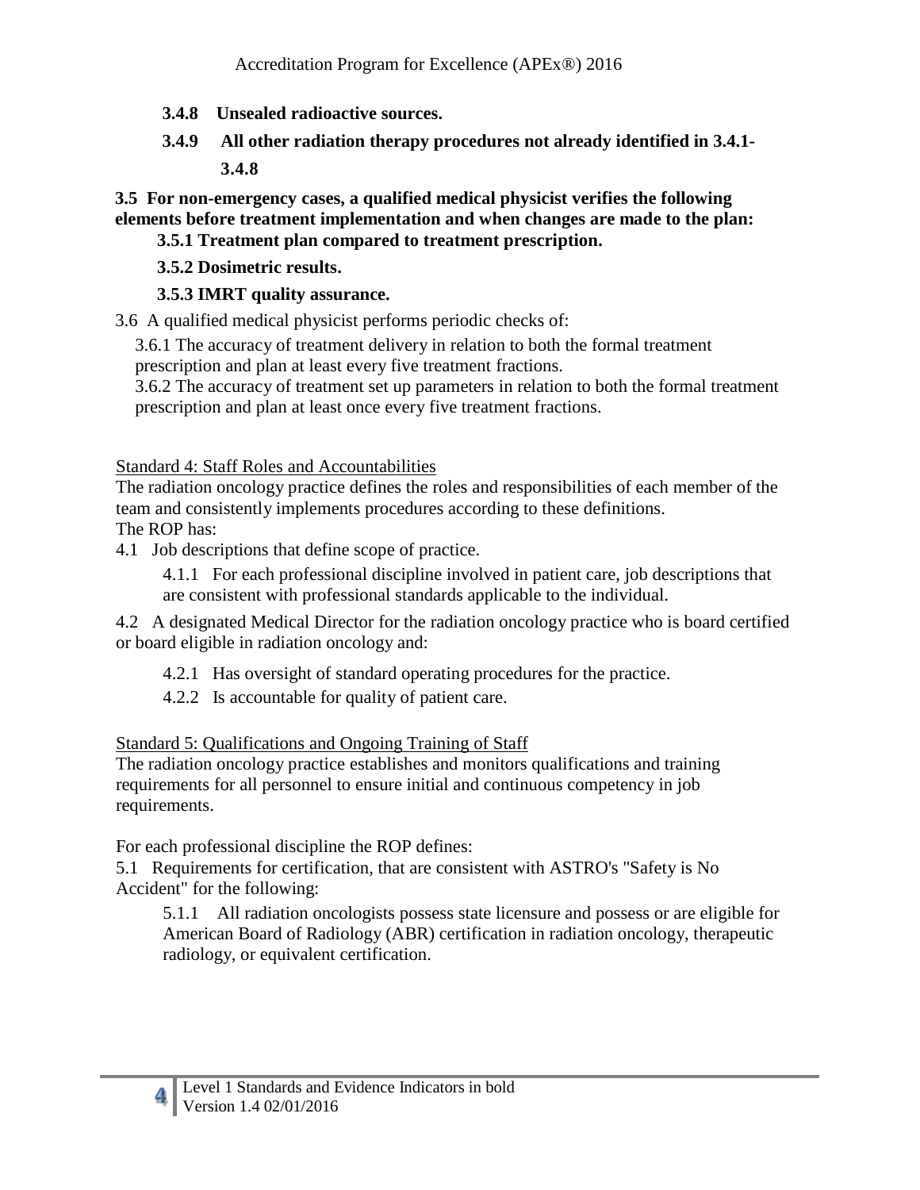**3.4.8 Unsealed radioactive sources.**

**3.4.9 All other radiation therapy procedures not already identified in 3.4.1-3.4.8**

**3.5 For non-emergency cases, a qualified medical physicist verifies the following elements before treatment implementation and when changes are made to the plan:**

**3.5.1 Treatment plan compared to treatment prescription.**

**3.5.2 Dosimetric results.**

**3.5.3 IMRT quality assurance.**

3.6 A qualified medical physicist performs periodic checks of:

3.6.1 The accuracy of treatment delivery in relation to both the formal treatment prescription and plan at least every five treatment fractions.

3.6.2 The accuracy of treatment set up parameters in relation to both the formal treatment prescription and plan at least once every five treatment fractions.

Standard 4: Staff Roles and Accountabilities

The radiation oncology practice defines the roles and responsibilities of each member of the team and consistently implements procedures according to these definitions.

The ROP has:

4.1 Job descriptions that define scope of practice.

4.1.1 For each professional discipline involved in patient care, job descriptions that are consistent with professional standards applicable to the individual.

4.2 A designated Medical Director for the radiation oncology practice who is board certified or board eligible in radiation oncology and:

4.2.1 Has oversight of standard operating procedures for the practice.

4.2.2 Is accountable for quality of patient care.

Standard 5: Qualifications and Ongoing Training of Staff

The radiation oncology practice establishes and monitors qualifications and training requirements for all personnel to ensure initial and continuous competency in job requirements.

For each professional discipline the ROP defines:

5.1 Requirements for certification, that are consistent with ASTRO's "Safety is No Accident" for the following:

5.1.1 All radiation oncologists possess state licensure and possess or are eligible for American Board of Radiology (ABR) certification in radiation oncology, therapeutic radiology, or equivalent certification.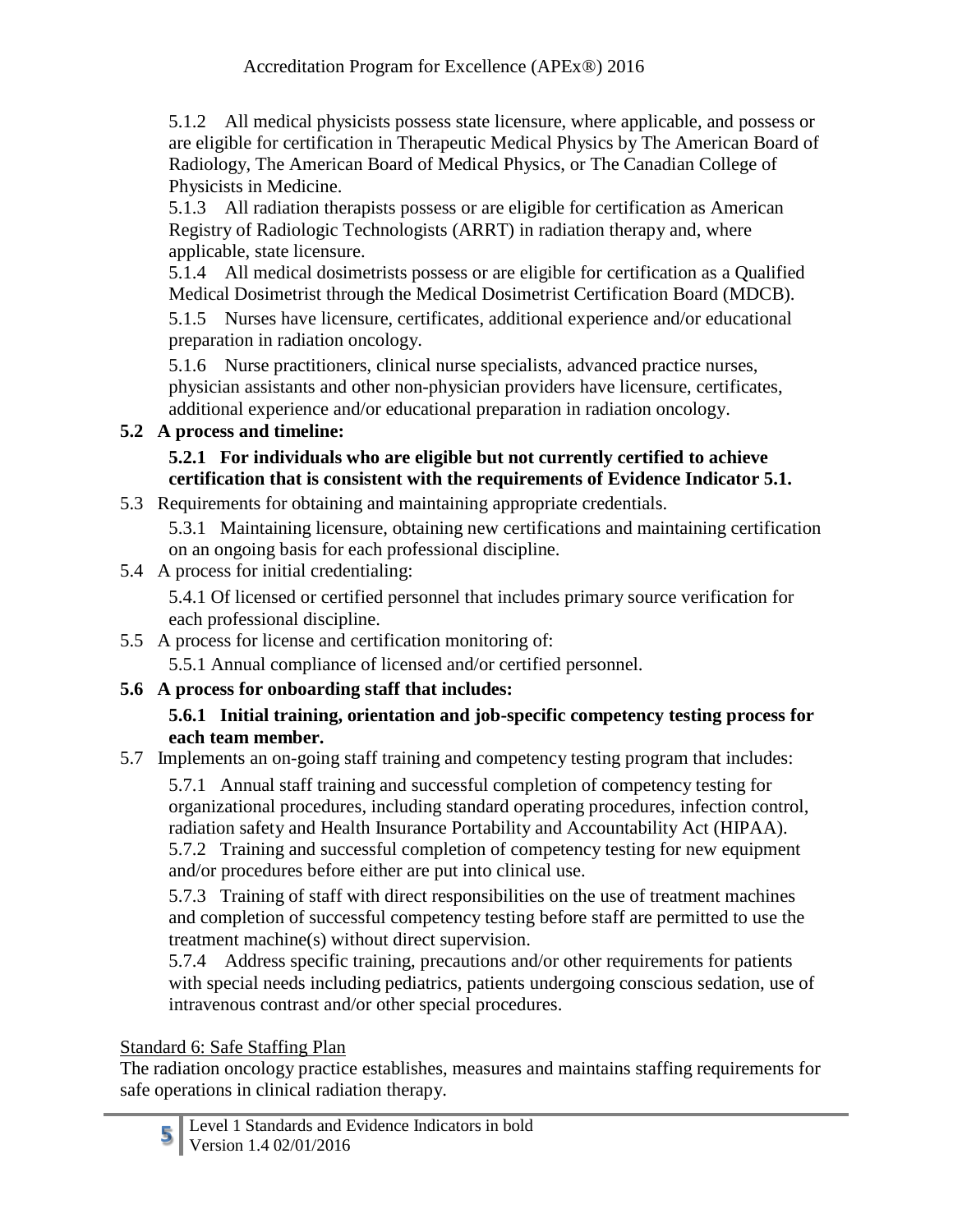5.1.2 All medical physicists possess state licensure, where applicable, and possess or are eligible for certification in Therapeutic Medical Physics by The American Board of Radiology, The American Board of Medical Physics, or The Canadian College of Physicists in Medicine.

5.1.3 All radiation therapists possess or are eligible for certification as American Registry of Radiologic Technologists (ARRT) in radiation therapy and, where applicable, state licensure.

5.1.4 All medical dosimetrists possess or are eligible for certification as a Qualified Medical Dosimetrist through the Medical Dosimetrist Certification Board (MDCB).

5.1.5 Nurses have licensure, certificates, additional experience and/or educational preparation in radiation oncology.

5.1.6 Nurse practitioners, clinical nurse specialists, advanced practice nurses, physician assistants and other non-physician providers have licensure, certificates, additional experience and/or educational preparation in radiation oncology.

**5.2 A process and timeline:**

**5.2.1 For individuals who are eligible but not currently certified to achieve certification that is consistent with the requirements of Evidence Indicator 5.1.**

5.3 Requirements for obtaining and maintaining appropriate credentials.

5.3.1 Maintaining licensure, obtaining new certifications and maintaining certification on an ongoing basis for each professional discipline.

5.4 A process for initial credentialing:

5.4.1 Of licensed or certified personnel that includes primary source verification for each professional discipline.

5.5 A process for license and certification monitoring of:

5.5.1 Annual compliance of licensed and/or certified personnel.

**5.6 A process for onboarding staff that includes:**

**5.6.1 Initial training, orientation and job-specific competency testing process for each team member.**

5.7 Implements an on-going staff training and competency testing program that includes:

5.7.1 Annual staff training and successful completion of competency testing for organizational procedures, including standard operating procedures, infection control, radiation safety and Health Insurance Portability and Accountability Act (HIPAA).

5.7.2 Training and successful completion of competency testing for new equipment and/or procedures before either are put into clinical use.

5.7.3 Training of staff with direct responsibilities on the use of treatment machines and completion of successful competency testing before staff are permitted to use the treatment machine(s) without direct supervision.

5.7.4 Address specific training, precautions and/or other requirements for patients with special needs including pediatrics, patients undergoing conscious sedation, use of intravenous contrast and/or other special procedures.

## Standard 6: Safe Staffing Plan

The radiation oncology practice establishes, measures and maintains staffing requirements for safe operations in clinical radiation therapy.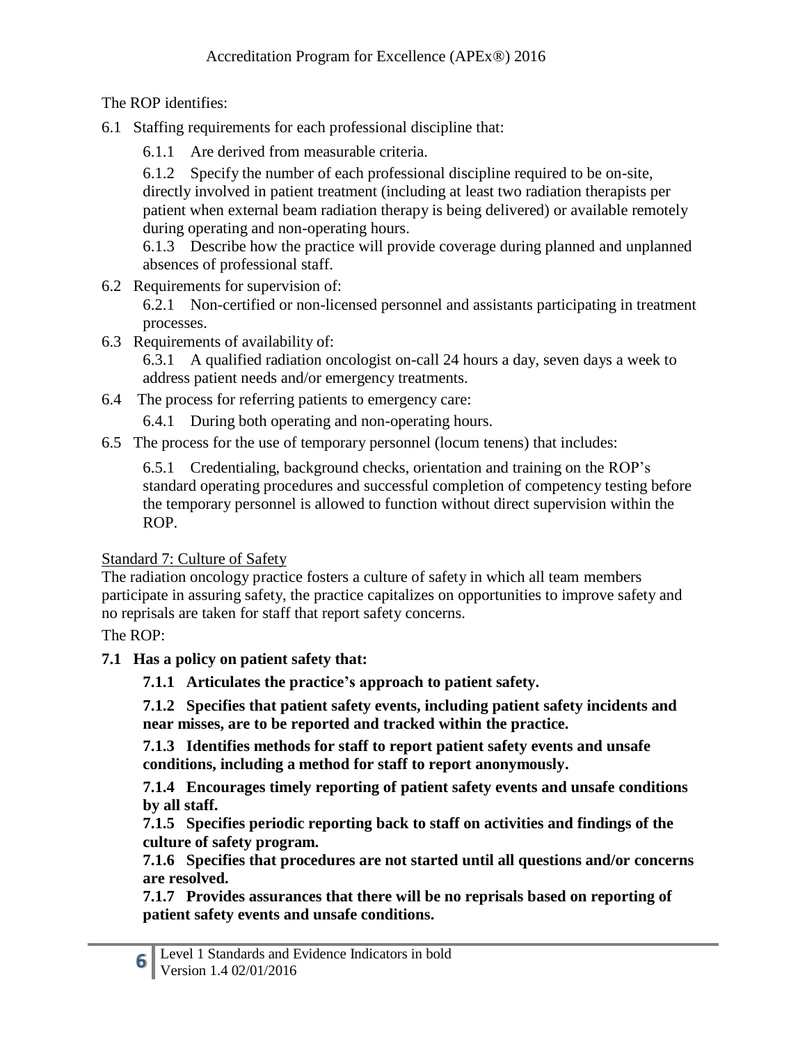The ROP identifies:

6.1 Staffing requirements for each professional discipline that:

  6.1.1 Are derived from measurable criteria.

  6.1.2 Specify the number of each professional discipline required to be on-site, directly involved in patient treatment (including at least two radiation therapists per patient when external beam radiation therapy is being delivered) or available remotely during operating and non-operating hours.

  6.1.3 Describe how the practice will provide coverage during planned and unplanned absences of professional staff.

6.2 Requirements for supervision of:

  6.2.1 Non-certified or non-licensed personnel and assistants participating in treatment processes.

6.3 Requirements of availability of:

  6.3.1 A qualified radiation oncologist on-call 24 hours a day, seven days a week to address patient needs and/or emergency treatments.

6.4 The process for referring patients to emergency care:

  6.4.1 During both operating and non-operating hours.

6.5 The process for the use of temporary personnel (locum tenens) that includes:

  6.5.1 Credentialing, background checks, orientation and training on the ROP's standard operating procedures and successful completion of competency testing before the temporary personnel is allowed to function without direct supervision within the ROP.

## Standard 7: Culture of Safety

The radiation oncology practice fosters a culture of safety in which all team members participate in assuring safety, the practice capitalizes on opportunities to improve safety and no reprisals are taken for staff that report safety concerns.

The ROP:

**7.1 Has a policy on patient safety that:**

  **7.1.1 Articulates the practice's approach to patient safety.**

  **7.1.2 Specifies that patient safety events, including patient safety incidents and near misses, are to be reported and tracked within the practice.**

  **7.1.3 Identifies methods for staff to report patient safety events and unsafe conditions, including a method for staff to report anonymously.**

  **7.1.4 Encourages timely reporting of patient safety events and unsafe conditions by all staff.**

  **7.1.5 Specifies periodic reporting back to staff on activities and findings of the culture of safety program.**

  **7.1.6 Specifies that procedures are not started until all questions and/or concerns are resolved.**

  **7.1.7 Provides assurances that there will be no reprisals based on reporting of patient safety events and unsafe conditions.**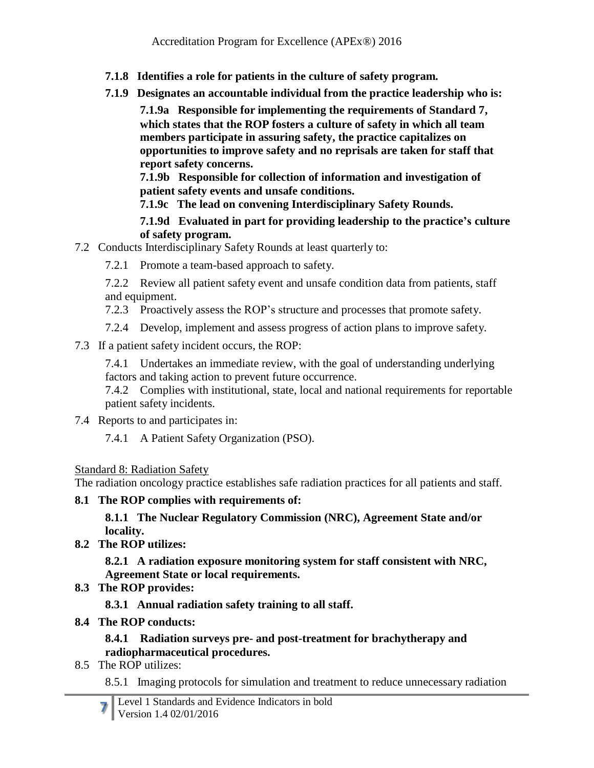**7.1.8 Identifies a role for patients in the culture of safety program.**

**7.1.9 Designates an accountable individual from the practice leadership who is:**

**7.1.9a Responsible for implementing the requirements of Standard 7, which states that the ROP fosters a culture of safety in which all team members participate in assuring safety, the practice capitalizes on opportunities to improve safety and no reprisals are taken for staff that report safety concerns.**

**7.1.9b Responsible for collection of information and investigation of patient safety events and unsafe conditions.**

**7.1.9c The lead on convening Interdisciplinary Safety Rounds.**

**7.1.9d Evaluated in part for providing leadership to the practice's culture of safety program.**

7.2 Conducts Interdisciplinary Safety Rounds at least quarterly to:

7.2.1 Promote a team-based approach to safety.

7.2.2 Review all patient safety event and unsafe condition data from patients, staff and equipment.

7.2.3 Proactively assess the ROP's structure and processes that promote safety.

7.2.4 Develop, implement and assess progress of action plans to improve safety.

7.3 If a patient safety incident occurs, the ROP:

7.4.1 Undertakes an immediate review, with the goal of understanding underlying factors and taking action to prevent future occurrence.

7.4.2 Complies with institutional, state, local and national requirements for reportable patient safety incidents.

7.4 Reports to and participates in:

7.4.1 A Patient Safety Organization (PSO).

Standard 8: Radiation Safety

The radiation oncology practice establishes safe radiation practices for all patients and staff.

**8.1 The ROP complies with requirements of:**

**8.1.1 The Nuclear Regulatory Commission (NRC), Agreement State and/or locality.**

**8.2 The ROP utilizes:**

**8.2.1 A radiation exposure monitoring system for staff consistent with NRC, Agreement State or local requirements.**

**8.3 The ROP provides:**

**8.3.1 Annual radiation safety training to all staff.**

**8.4 The ROP conducts:**

**8.4.1 Radiation surveys pre- and post-treatment for brachytherapy and radiopharmaceutical procedures.**

8.5 The ROP utilizes:

8.5.1 Imaging protocols for simulation and treatment to reduce unnecessary radiation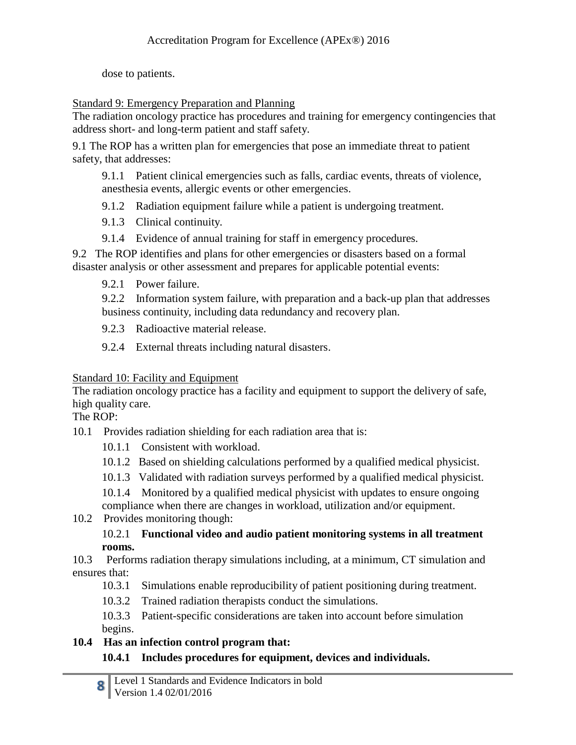dose to patients.

Standard 9: Emergency Preparation and Planning

The radiation oncology practice has procedures and training for emergency contingencies that address short- and long-term patient and staff safety.

9.1 The ROP has a written plan for emergencies that pose an immediate threat to patient safety, that addresses:

- 9.1.1 Patient clinical emergencies such as falls, cardiac events, threats of violence, anesthesia events, allergic events or other emergencies.
- 9.1.2 Radiation equipment failure while a patient is undergoing treatment.
- 9.1.3 Clinical continuity.
- 9.1.4 Evidence of annual training for staff in emergency procedures.

9.2 The ROP identifies and plans for other emergencies or disasters based on a formal disaster analysis or other assessment and prepares for applicable potential events:

- 9.2.1 Power failure.
- 9.2.2 Information system failure, with preparation and a back-up plan that addresses business continuity, including data redundancy and recovery plan.
- 9.2.3 Radioactive material release.
- 9.2.4 External threats including natural disasters.

Standard 10: Facility and Equipment

The radiation oncology practice has a facility and equipment to support the delivery of safe, high quality care.

The ROP:

10.1 Provides radiation shielding for each radiation area that is:

- 10.1.1 Consistent with workload.
- 10.1.2 Based on shielding calculations performed by a qualified medical physicist.
- 10.1.3 Validated with radiation surveys performed by a qualified medical physicist.
- 10.1.4 Monitored by a qualified medical physicist with updates to ensure ongoing compliance when there are changes in workload, utilization and/or equipment.

10.2 Provides monitoring though:

- 10.2.1 **Functional video and audio patient monitoring systems in all treatment rooms.**

10.3 Performs radiation therapy simulations including, at a minimum, CT simulation and ensures that:

- 10.3.1 Simulations enable reproducibility of patient positioning during treatment.
- 10.3.2 Trained radiation therapists conduct the simulations.
- 10.3.3 Patient-specific considerations are taken into account before simulation begins.

**10.4 Has an infection control program that:**

- **10.4.1 Includes procedures for equipment, devices and individuals.**

Level 1 Standards and Evidence Indicators in bold
Version 1.4 02/01/2016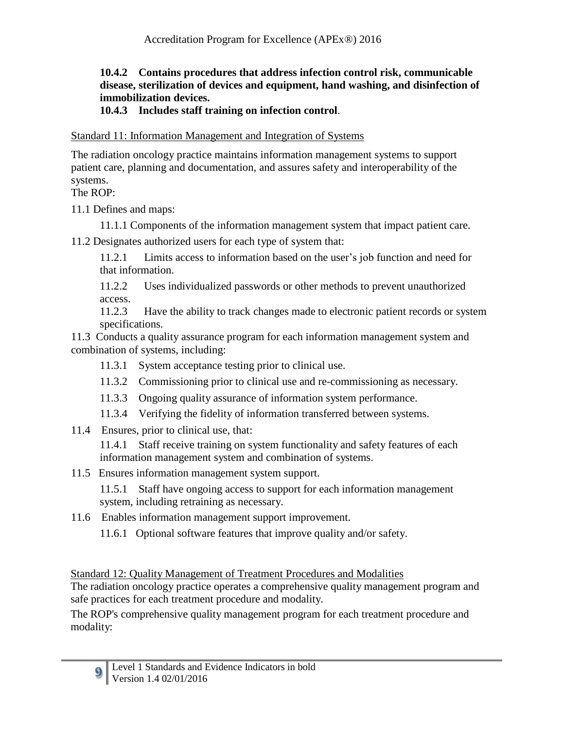**10.4.2 Contains procedures that address infection control risk, communicable disease, sterilization of devices and equipment, hand washing, and disinfection of immobilization devices.**

**10.4.3 Includes staff training on infection control**.

Standard 11: Information Management and Integration of Systems

The radiation oncology practice maintains information management systems to support patient care, planning and documentation, and assures safety and interoperability of the systems.

The ROP:

11.1 Defines and maps:

11.1.1 Components of the information management system that impact patient care.

11.2 Designates authorized users for each type of system that:

11.2.1 Limits access to information based on the user's job function and need for that information.

11.2.2 Uses individualized passwords or other methods to prevent unauthorized access.

11.2.3 Have the ability to track changes made to electronic patient records or system specifications.

11.3 Conducts a quality assurance program for each information management system and combination of systems, including:

11.3.1 System acceptance testing prior to clinical use.

11.3.2 Commissioning prior to clinical use and re-commissioning as necessary.

11.3.3 Ongoing quality assurance of information system performance.

11.3.4 Verifying the fidelity of information transferred between systems.

11.4 Ensures, prior to clinical use, that:

11.4.1 Staff receive training on system functionality and safety features of each information management system and combination of systems.

11.5 Ensures information management system support.

11.5.1 Staff have ongoing access to support for each information management system, including retraining as necessary.

11.6 Enables information management support improvement.

11.6.1 Optional software features that improve quality and/or safety.

Standard 12: Quality Management of Treatment Procedures and Modalities

The radiation oncology practice operates a comprehensive quality management program and safe practices for each treatment procedure and modality.

The ROP's comprehensive quality management program for each treatment procedure and modality: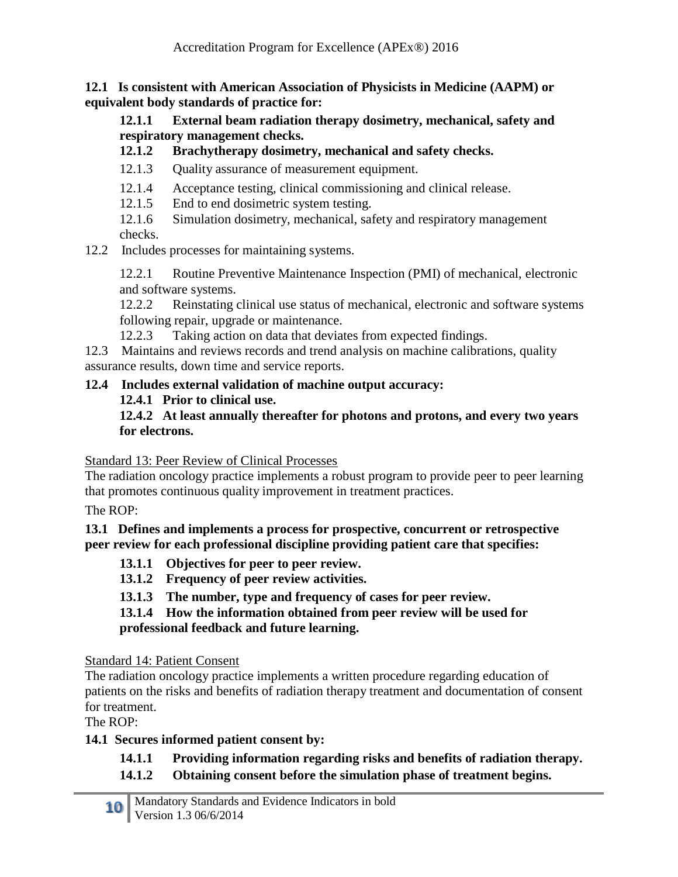**12.1 Is consistent with American Association of Physicists in Medicine (AAPM) or equivalent body standards of practice for:**

**12.1.1 External beam radiation therapy dosimetry, mechanical, safety and respiratory management checks.**

**12.1.2 Brachytherapy dosimetry, mechanical and safety checks.**

12.1.3 Quality assurance of measurement equipment.

12.1.4 Acceptance testing, clinical commissioning and clinical release.

12.1.5 End to end dosimetric system testing.

12.1.6 Simulation dosimetry, mechanical, safety and respiratory management checks.

12.2 Includes processes for maintaining systems.

12.2.1 Routine Preventive Maintenance Inspection (PMI) of mechanical, electronic and software systems.

12.2.2 Reinstating clinical use status of mechanical, electronic and software systems following repair, upgrade or maintenance.

12.2.3 Taking action on data that deviates from expected findings.

12.3 Maintains and reviews records and trend analysis on machine calibrations, quality assurance results, down time and service reports.

**12.4 Includes external validation of machine output accuracy:**

**12.4.1 Prior to clinical use.**

**12.4.2 At least annually thereafter for photons and protons, and every two years for electrons.**

## Standard 13: Peer Review of Clinical Processes

The radiation oncology practice implements a robust program to provide peer to peer learning that promotes continuous quality improvement in treatment practices.

The ROP:

**13.1 Defines and implements a process for prospective, concurrent or retrospective peer review for each professional discipline providing patient care that specifies:**

**13.1.1 Objectives for peer to peer review.**

**13.1.2 Frequency of peer review activities.**

**13.1.3 The number, type and frequency of cases for peer review.**

**13.1.4 How the information obtained from peer review will be used for professional feedback and future learning.**

## Standard 14: Patient Consent

The radiation oncology practice implements a written procedure regarding education of patients on the risks and benefits of radiation therapy treatment and documentation of consent for treatment.

The ROP:

**14.1 Secures informed patient consent by:**

**14.1.1 Providing information regarding risks and benefits of radiation therapy.**

**14.1.2 Obtaining consent before the simulation phase of treatment begins.**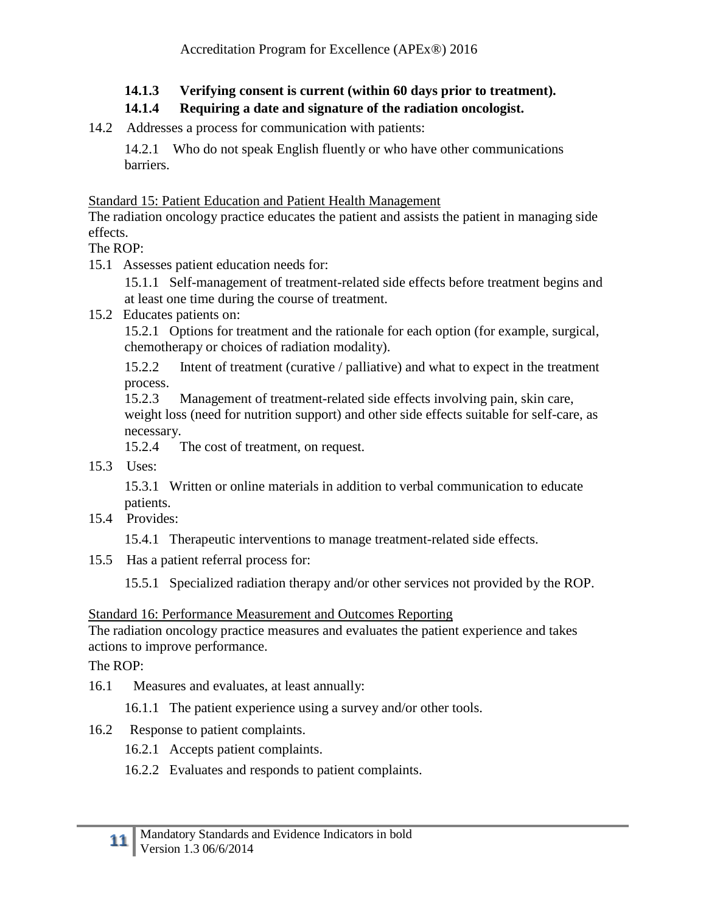**14.1.3 Verifying consent is current (within 60 days prior to treatment).**

**14.1.4 Requiring a date and signature of the radiation oncologist.**

14.2 Addresses a process for communication with patients:

14.2.1 Who do not speak English fluently or who have other communications barriers.

Standard 15: Patient Education and Patient Health Management

The radiation oncology practice educates the patient and assists the patient in managing side effects.

The ROP:

15.1 Assesses patient education needs for:

15.1.1 Self-management of treatment-related side effects before treatment begins and at least one time during the course of treatment.

15.2 Educates patients on:

15.2.1 Options for treatment and the rationale for each option (for example, surgical, chemotherapy or choices of radiation modality).

15.2.2 Intent of treatment (curative / palliative) and what to expect in the treatment process.

15.2.3 Management of treatment-related side effects involving pain, skin care, weight loss (need for nutrition support) and other side effects suitable for self-care, as necessary.

15.2.4 The cost of treatment, on request.

15.3 Uses:

15.3.1 Written or online materials in addition to verbal communication to educate patients.

15.4 Provides:

15.4.1 Therapeutic interventions to manage treatment-related side effects.

15.5 Has a patient referral process for:

15.5.1 Specialized radiation therapy and/or other services not provided by the ROP.

Standard 16: Performance Measurement and Outcomes Reporting

The radiation oncology practice measures and evaluates the patient experience and takes actions to improve performance.

The ROP:

16.1 Measures and evaluates, at least annually:

16.1.1 The patient experience using a survey and/or other tools.

16.2 Response to patient complaints.

16.2.1 Accepts patient complaints.

16.2.2 Evaluates and responds to patient complaints.